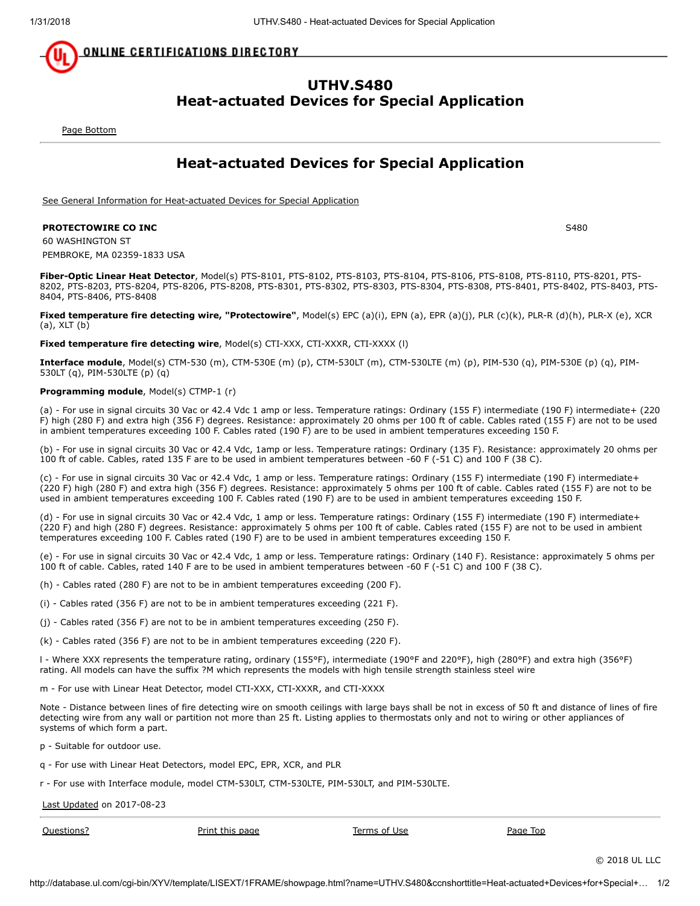# UTHV.S480 Heat-actuated Devices for Special Application

Page Bottom

## Heat-actuated Devices for Special Application

See General Information for Heat-actuated Devices for Special Application

**PROTECTOWIRE CO INC** S480

60 WASHINGTON ST

PEMBROKE, MA 02359-1833 USA

**Fiber-Optic Linear Heat Detector**, Model(s) PTS-8101, PTS-8102, PTS-8103, PTS-8104, PTS-8106, PTS-8108, PTS-8110, PTS-8201, PTS-8202, PTS-8203, PTS-8204, PTS-8206, PTS-8208, PTS-8301, PTS-8302, PTS-8303, PTS-8304, PTS-8308, PTS-8401, PTS-8402, PTS-8403, PTS-8404, PTS-8406, PTS-8408

**Fixed temperature fire detecting wire, "Protectowire"**, Model(s) EPC (a)(i), EPN (a), EPR (a)(j), PLR (c)(k), PLR-R (d)(h), PLR-X (e), XCR (a), XLT (b)

**Fixed temperature fire detecting wire**, Model(s) CTI-XXX, CTI-XXXR, CTI-XXXX (l)

**Interface module**, Model(s) CTM-530 (m), CTM-530E (m) (p), CTM-530LT (m), CTM-530LTE (m) (p), PIM-530 (q), PIM-530E (p) (q), PIM-530LT (q), PIM-530LTE (p) (q)

**Programming module**, Model(s) CTMP-1 (r)

(a) - For use in signal circuits 30 Vac or 42.4 Vdc 1 amp or less. Temperature ratings: Ordinary (155 F) intermediate (190 F) intermediate+ (220 F) high (280 F) and extra high (356 F) degrees. Resistance: approximately 20 ohms per 100 ft of cable. Cables rated (155 F) are not to be used in ambient temperatures exceeding 100 F. Cables rated (190 F) are to be used in ambient temperatures exceeding 150 F.

(b) - For use in signal circuits 30 Vac or 42.4 Vdc, 1amp or less. Temperature ratings: Ordinary (135 F). Resistance: approximately 20 ohms per 100 ft of cable. Cables, rated 135 F are to be used in ambient temperatures between -60 F (-51 C) and 100 F (38 C).

(c) - For use in signal circuits 30 Vac or 42.4 Vdc, 1 amp or less. Temperature ratings: Ordinary (155 F) intermediate (190 F) intermediate+ (220 F) high (280 F) and extra high (356 F) degrees. Resistance: approximately 5 ohms per 100 ft of cable. Cables rated (155 F) are not to be used in ambient temperatures exceeding 100 F. Cables rated (190 F) are to be used in ambient temperatures exceeding 150 F.

(d) - For use in signal circuits 30 Vac or 42.4 Vdc, 1 amp or less. Temperature ratings: Ordinary (155 F) intermediate (190 F) intermediate+ (220 F) and high (280 F) degrees. Resistance: approximately 5 ohms per 100 ft of cable. Cables rated (155 F) are not to be used in ambient temperatures exceeding 100 F. Cables rated (190 F) are to be used in ambient temperatures exceeding 150 F.

(e) - For use in signal circuits 30 Vac or 42.4 Vdc, 1 amp or less. Temperature ratings: Ordinary (140 F). Resistance: approximately 5 ohms per 100 ft of cable. Cables, rated 140 F are to be used in ambient temperatures between -60 F (-51 C) and 100 F (38 C).

(h) - Cables rated (280 F) are not to be in ambient temperatures exceeding (200 F).

(i) - Cables rated (356 F) are not to be in ambient temperatures exceeding (221 F).

(j) - Cables rated (356 F) are not to be in ambient temperatures exceeding (250 F).

(k) - Cables rated (356 F) are not to be in ambient temperatures exceeding (220 F).

l - Where XXX represents the temperature rating, ordinary (155°F), intermediate (190°F and 220°F), high (280°F) and extra high (356°F) rating. All models can have the suffix ?M which represents the models with high tensile strength stainless steel wire

m - For use with Linear Heat Detector, model CTI-XXX, CTI-XXXR, and CTI-XXXX

Note - Distance between lines of fire detecting wire on smooth ceilings with large bays shall be not in excess of 50 ft and distance of lines of fire detecting wire from any wall or partition not more than 25 ft. Listing applies to thermostats only and not to wiring or other appliances of systems of which form a part.

p - Suitable for outdoor use.

q - For use with Linear Heat Detectors, model EPC, EPR, XCR, and PLR

r - For use with Interface module, model CTM-530LT, CTM-530LTE, PIM-530LT, and PIM-530LTE.

Last Updated on 2017-08-23

Questions? Print this page Terms of Use Page Top

© 2018 UL LLC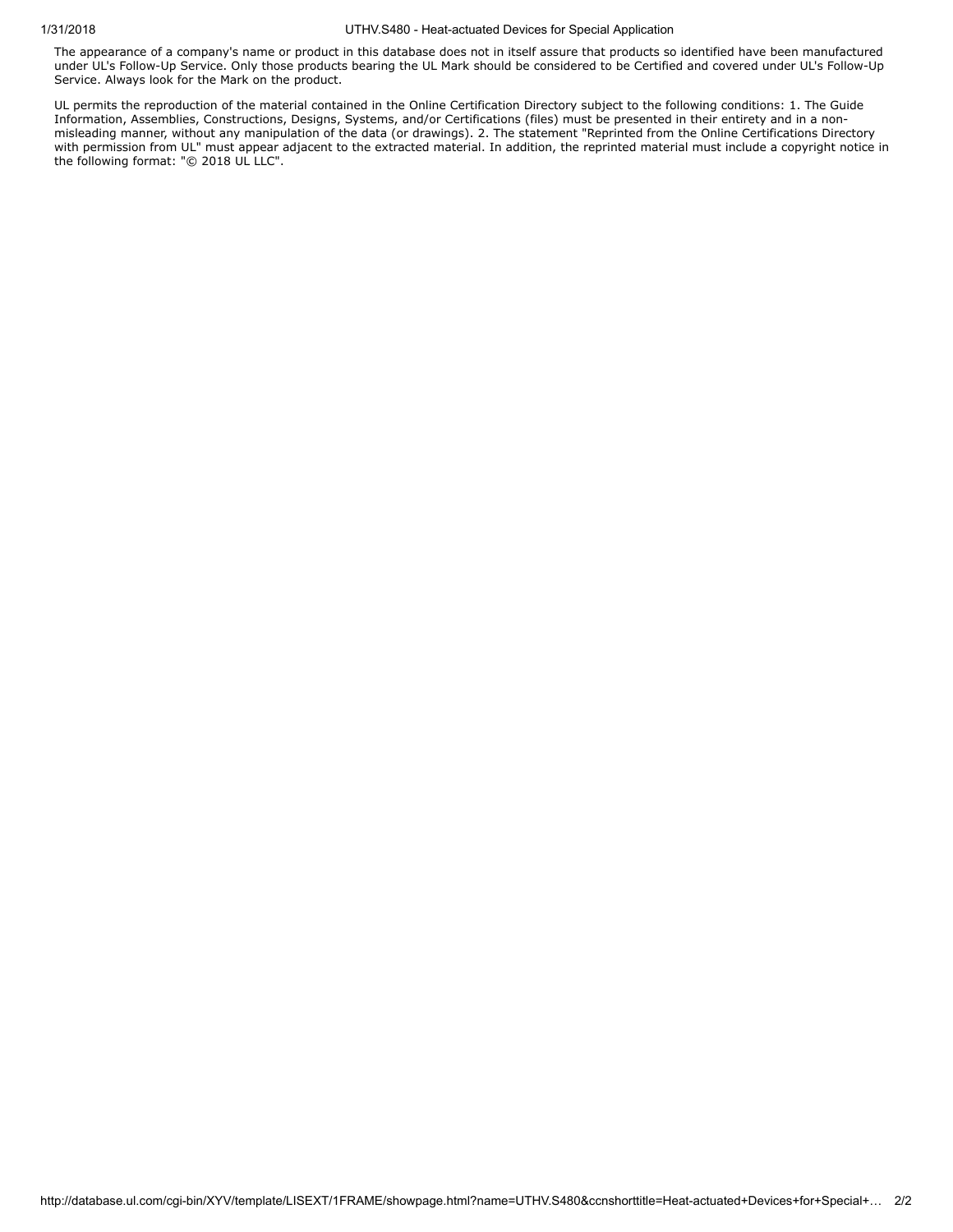The appearance of a company's name or product in this database does not in itself assure that products so identified have been manufactured under UL's Follow-Up Service. Only those products bearing the UL Mark should be considered to be Certified and covered under UL's Follow-Up Service. Always look for the Mark on the product.

UL permits the reproduction of the material contained in the Online Certification Directory subject to the following conditions: 1. The Guide Information, Assemblies, Constructions, Designs, Systems, and/or Certifications (files) must be presented in their entirety and in a non-misleading manner, without any manipulation of the data (or drawings). 2. The statement "Reprinted from the Online Certifications Directory with permission from UL" must appear adjacent to the extracted material. In addition, the reprinted material must include a copyright notice in the following format: "© 2018 UL LLC".